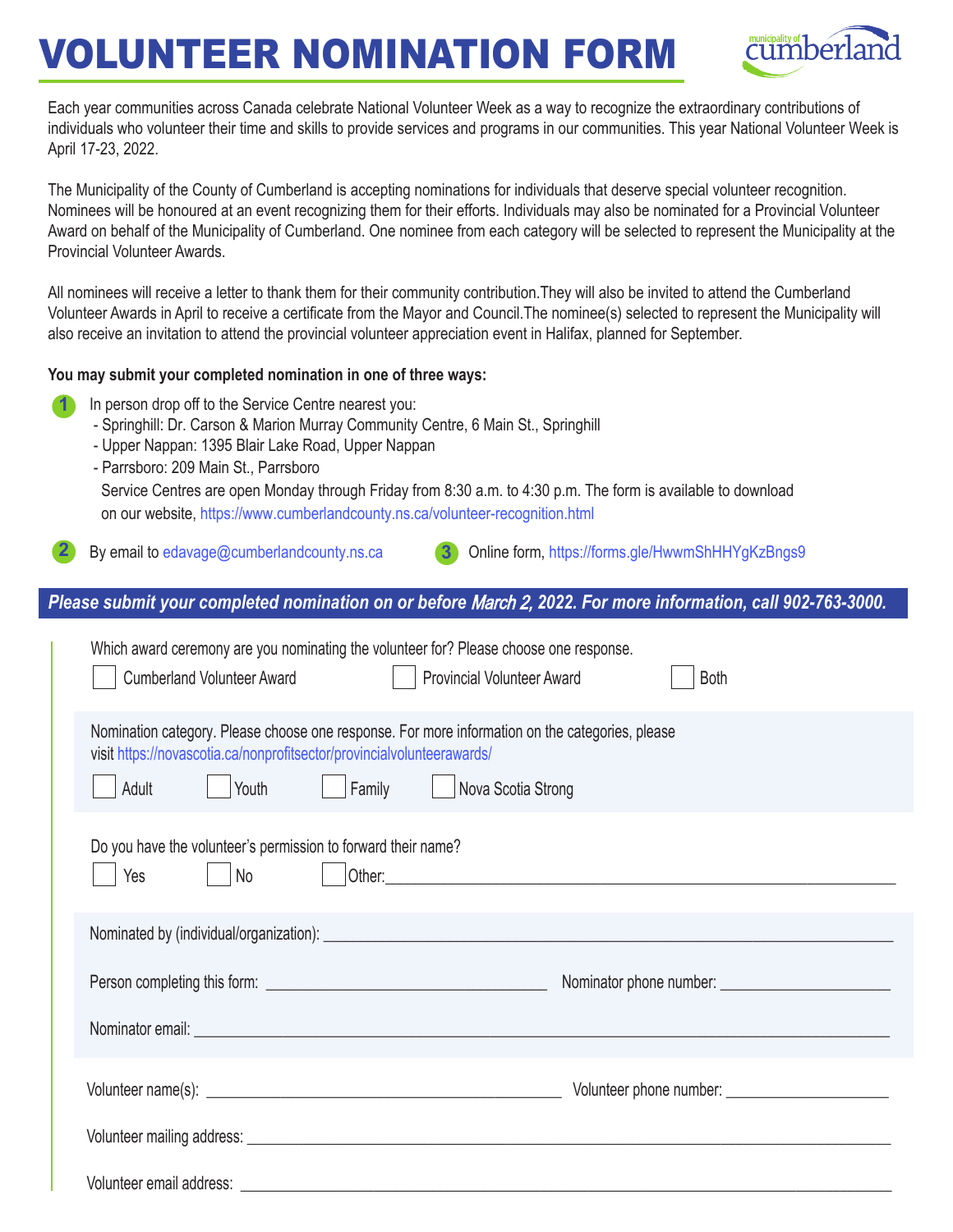# VOLUNTEER NOMINATION FORM

municipality of cumberland

Each year communities across Canada celebrate National Volunteer Week as a way to recognize the extraordinary contributions of individuals who volunteer their time and skills to provide services and programs in our communities. This year National Volunteer Week is April 17-23, 2022.

The Municipality of the County of Cumberland is accepting nominations for individuals that deserve special volunteer recognition. Nominees will be honoured at an event recognizing them for their efforts. Individuals may also be nominated for a Provincial Volunteer Award on behalf of the Municipality of Cumberland. One nominee from each category will be selected to represent the Municipality at the Provincial Volunteer Awards.

All nominees will receive a letter to thank them for their community contribution.They will also be invited to attend the Cumberland Volunteer Awards in April to receive a certificate from the Mayor and Council.The nominee(s) selected to represent the Municipality will also receive an invitation to attend the provincial volunteer appreciation event in Halifax, planned for September.

**You may submit your completed nomination in one of three ways:**

1. In person drop off to the Service Centre nearest you:
   - Springhill: Dr. Carson & Marion Murray Community Centre, 6 Main St., Springhill
   - Upper Nappan: 1395 Blair Lake Road, Upper Nappan
   - Parrsboro: 209 Main St., Parrsboro

   Service Centres are open Monday through Friday from 8:30 a.m. to 4:30 p.m. The form is available to download on our website, https://www.cumberlandcounty.ns.ca/volunteer-recognition.html
2. By email to edavage@cumberlandcounty.ns.ca
3. Online form, https://forms.gle/HwwmShHHYgKzBngs9

***Please submit your completed nomination on or before March 2, 2022. For more information, call 902-763-3000.***

Which award ceremony are you nominating the volunteer for? Please choose one response.

☐ Cumberland Volunteer Award ☐ Provincial Volunteer Award ☐ Both

Nomination category. Please choose one response. For more information on the categories, please visit https://novascotia.ca/nonprofitsector/provincialvolunteerawards/

☐ Adult ☐ Youth ☐ Family ☐ Nova Scotia Strong

Do you have the volunteer's permission to forward their name?

☐ Yes ☐ No ☐ Other: ____________________

Nominated by (individual/organization): ____________________

Person completing this form: ____________________ Nominator phone number: ____________________

Nominator email: ____________________

Volunteer name(s): ____________________ Volunteer phone number: ____________________

Volunteer mailing address: ____________________

Volunteer email address: ____________________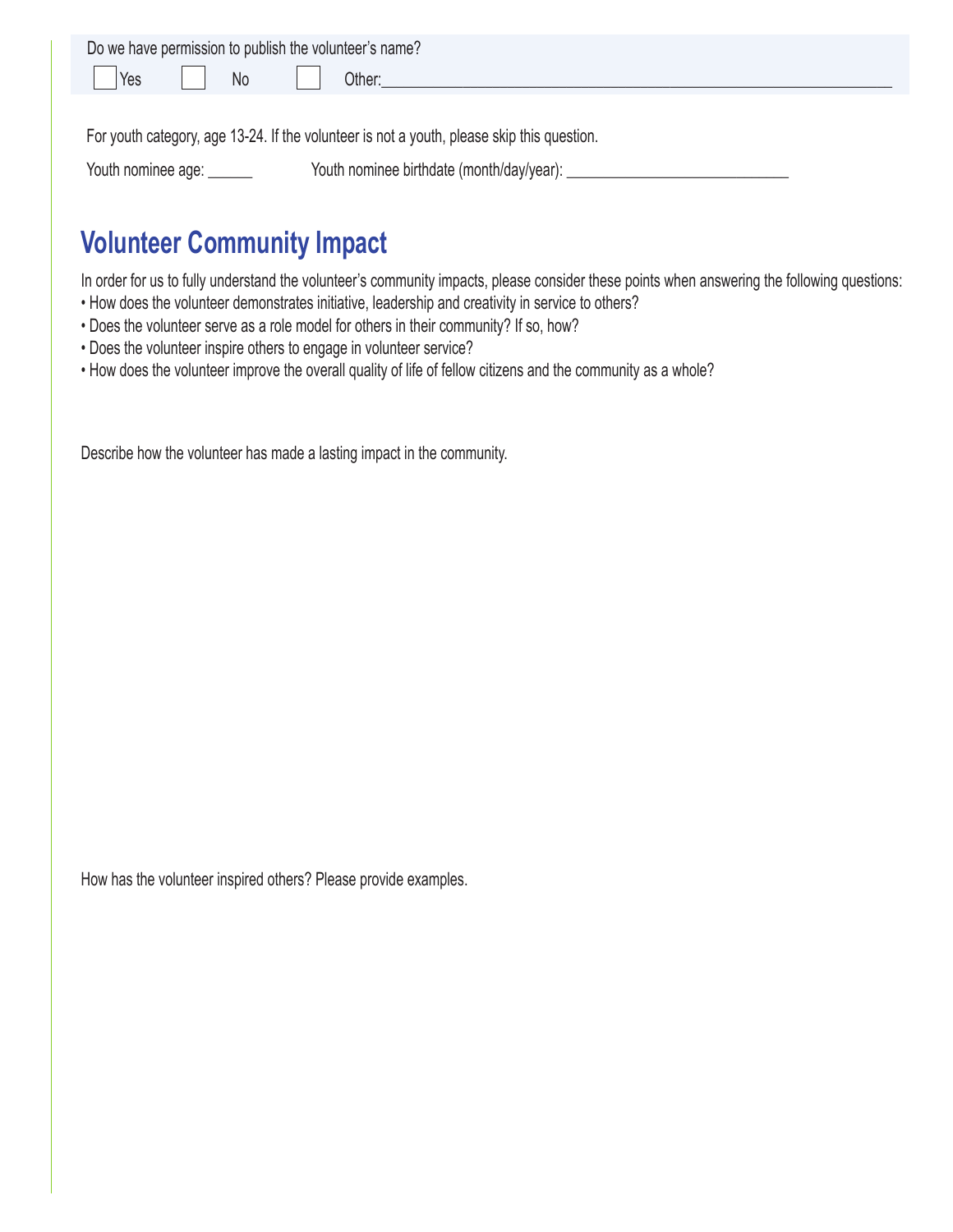Do we have permission to publish the volunteer's name?

☐ Yes ☐ No ☐ Other:___________________________________________________________

For youth category, age 13-24. If the volunteer is not a youth, please skip this question.

Youth nominee age: ______ Youth nominee birthdate (month/day/year): ___________________________

## Volunteer Community Impact

In order for us to fully understand the volunteer's community impacts, please consider these points when answering the following questions:

- How does the volunteer demonstrates initiative, leadership and creativity in service to others?
- Does the volunteer serve as a role model for others in their community? If so, how?
- Does the volunteer inspire others to engage in volunteer service?
- How does the volunteer improve the overall quality of life of fellow citizens and the community as a whole?

Describe how the volunteer has made a lasting impact in the community.

How has the volunteer inspired others? Please provide examples.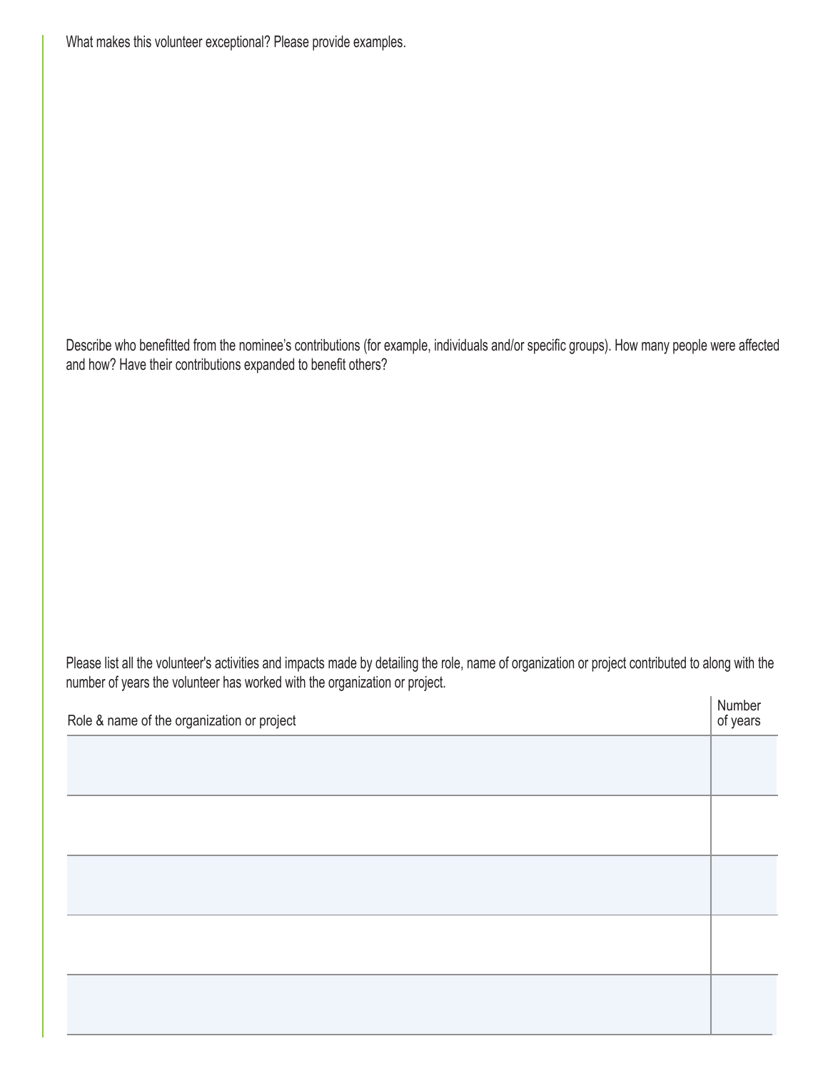What makes this volunteer exceptional? Please provide examples.

Describe who benefitted from the nominee's contributions (for example, individuals and/or specific groups). How many people were affected and how? Have their contributions expanded to benefit others?

Please list all the volunteer's activities and impacts made by detailing the role, name of organization or project contributed to along with the number of years the volunteer has worked with the organization or project.

| Role & name of the organization or project | Number of years |
|---|---|
| | |
| | |
| | |
| | |
| | |